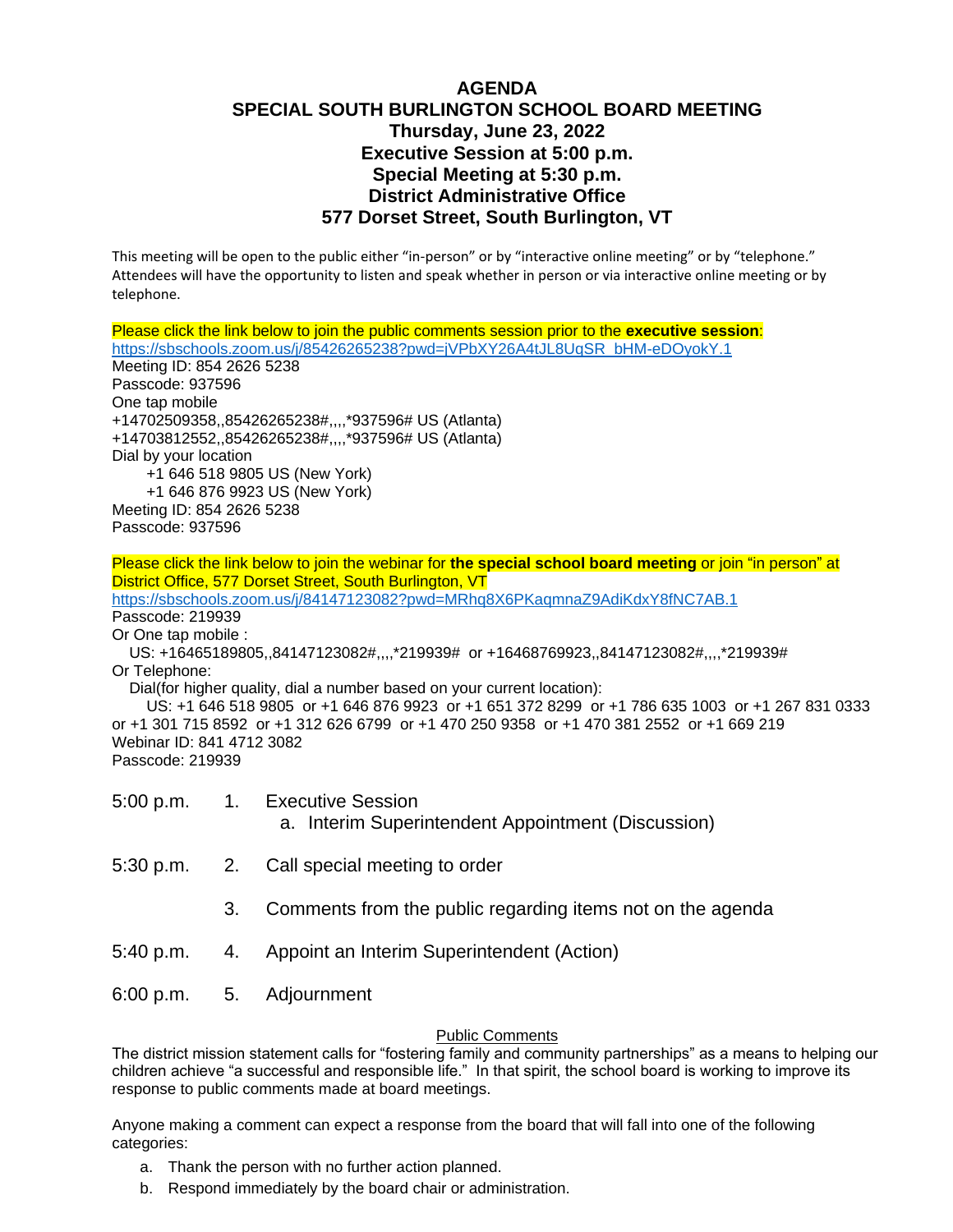# AGENDA

## SPECIAL SOUTH BURLINGTON SCHOOL BOARD MEETING

**Thursday, June 23, 2022**
**Executive Session at 5:00 p.m.**
**Special Meeting at 5:30 p.m.**
**District Administrative Office**
**577 Dorset Street, South Burlington, VT**

This meeting will be open to the public either "in-person" or by "interactive online meeting" or by "telephone." Attendees will have the opportunity to listen and speak whether in person or via interactive online meeting or by telephone.

Please click the link below to join the public comments session prior to the **executive session**:
https://sbschools.zoom.us/j/85426265238?pwd=jVPbXY26A4tJL8UqSR_bHM-eDOyokY.1
Meeting ID: 854 2626 5238
Passcode: 937596
One tap mobile
+14702509358,,85426265238#,,,,*937596# US (Atlanta)
+14703812552,,85426265238#,,,,*937596# US (Atlanta)
Dial by your location
+1 646 518 9805 US (New York)
+1 646 876 9923 US (New York)
Meeting ID: 854 2626 5238
Passcode: 937596

Please click the link below to join the webinar for **the special school board meeting** or join "in person" at District Office, 577 Dorset Street, South Burlington, VT
https://sbschools.zoom.us/j/84147123082?pwd=MRhq8X6PKaqmnaZ9AdiKdxY8fNC7AB.1
Passcode: 219939
Or One tap mobile :
US: +16465189805,,84147123082#,,,,*219939# or +16468769923,,84147123082#,,,,*219939#
Or Telephone:
Dial(for higher quality, dial a number based on your current location):
US: +1 646 518 9805 or +1 646 876 9923 or +1 651 372 8299 or +1 786 635 1003 or +1 267 831 0333 or +1 301 715 8592 or +1 312 626 6799 or +1 470 250 9358 or +1 470 381 2552 or +1 669 219
Webinar ID: 841 4712 3082
Passcode: 219939

5:00 p.m. 1. Executive Session
   a. Interim Superintendent Appointment (Discussion)

5:30 p.m. 2. Call special meeting to order

3. Comments from the public regarding items not on the agenda

5:40 p.m. 4. Appoint an Interim Superintendent (Action)

6:00 p.m. 5. Adjournment

Public Comments

The district mission statement calls for "fostering family and community partnerships" as a means to helping our children achieve "a successful and responsible life." In that spirit, the school board is working to improve its response to public comments made at board meetings.

Anyone making a comment can expect a response from the board that will fall into one of the following categories:

a. Thank the person with no further action planned.
b. Respond immediately by the board chair or administration.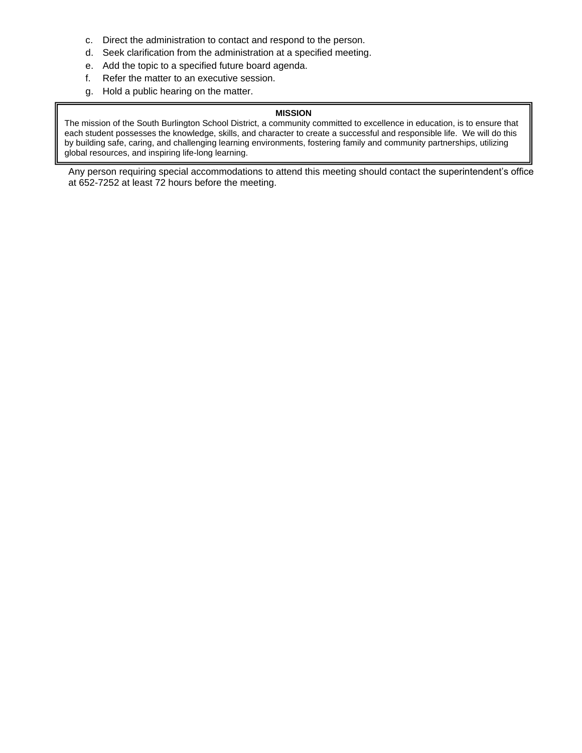c. Direct the administration to contact and respond to the person.
d. Seek clarification from the administration at a specified meeting.
e. Add the topic to a specified future board agenda.
f. Refer the matter to an executive session.
g. Hold a public hearing on the matter.

**MISSION**

The mission of the South Burlington School District, a community committed to excellence in education, is to ensure that each student possesses the knowledge, skills, and character to create a successful and responsible life. We will do this by building safe, caring, and challenging learning environments, fostering family and community partnerships, utilizing global resources, and inspiring life-long learning.

Any person requiring special accommodations to attend this meeting should contact the superintendent's office at 652-7252 at least 72 hours before the meeting.